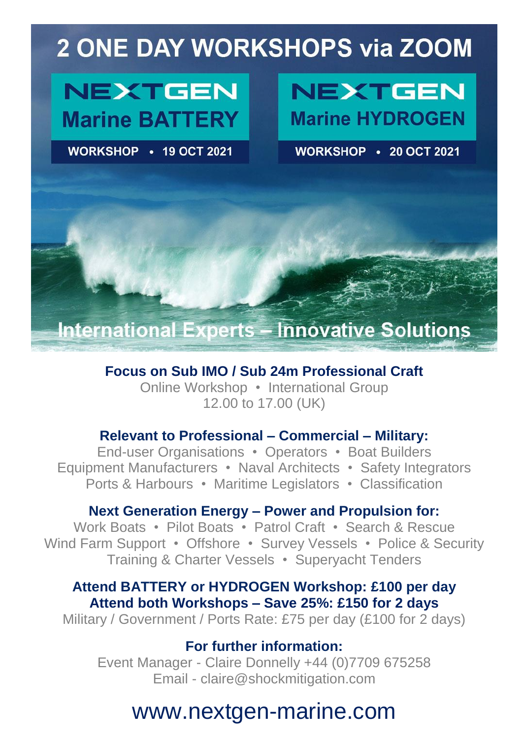# 2 ONE DAY WORKSHOPS via ZOOM

## NEXTGEN Marine BATTERY

**WORKSHOP • 19 OCT 2021**

## NEXTGEN Marine HYDROGEN

**WORKSHOP • 20 OCT 2021**

**International Experts – Innovative Solutions**

**Focus on Sub IMO / Sub 24m Professional Craft**

Online Workshop • International Group
12.00 to 17.00 (UK)

**Relevant to Professional – Commercial – Military:**

End-user Organisations • Operators • Boat Builders
Equipment Manufacturers • Naval Architects • Safety Integrators
Ports & Harbours • Maritime Legislators • Classification

**Next Generation Energy – Power and Propulsion for:**

Work Boats • Pilot Boats • Patrol Craft • Search & Rescue
Wind Farm Support • Offshore • Survey Vessels • Police & Security
Training & Charter Vessels • Superyacht Tenders

**Attend BATTERY or HYDROGEN Workshop: £100 per day**
**Attend both Workshops – Save 25%: £150 for 2 days**
Military / Government / Ports Rate: £75 per day (£100 for 2 days)

**For further information:**

Event Manager - Claire Donnelly +44 (0)7709 675258
Email - claire@shockmitigation.com

www.nextgen-marine.com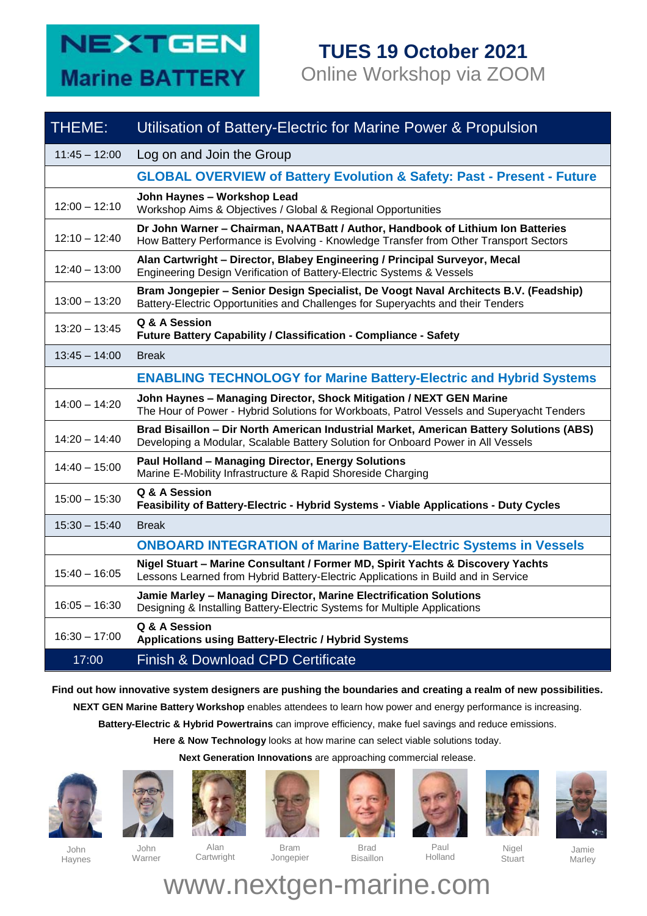# NEXTGEN Marine BATTERY

## TUES 19 October 2021

Online Workshop via ZOOM

| THEME: | Utilisation of Battery-Electric for Marine Power & Propulsion |
|---|---|
| 11:45 – 12:00 | Log on and Join the Group |
| | **GLOBAL OVERVIEW of Battery Evolution & Safety: Past - Present - Future** |
| 12:00 – 12:10 | **John Haynes – Workshop Lead**<br>Workshop Aims & Objectives / Global & Regional Opportunities |
| 12:10 – 12:40 | **Dr John Warner – Chairman, NAATBatt / Author, Handbook of Lithium Ion Batteries**<br>How Battery Performance is Evolving - Knowledge Transfer from Other Transport Sectors |
| 12:40 – 13:00 | **Alan Cartwright – Director, Blabey Engineering / Principal Surveyor, Mecal**<br>Engineering Design Verification of Battery-Electric Systems & Vessels |
| 13:00 – 13:20 | **Bram Jongepier – Senior Design Specialist, De Voogt Naval Architects B.V. (Feadship)**<br>Battery-Electric Opportunities and Challenges for Superyachts and their Tenders |
| 13:20 – 13:45 | **Q & A Session**<br>**Future Battery Capability / Classification - Compliance - Safety** |
| 13:45 – 14:00 | Break |
| | **ENABLING TECHNOLOGY for Marine Battery-Electric and Hybrid Systems** |
| 14:00 – 14:20 | **John Haynes – Managing Director, Shock Mitigation / NEXT GEN Marine**<br>The Hour of Power - Hybrid Solutions for Workboats, Patrol Vessels and Superyacht Tenders |
| 14:20 – 14:40 | **Brad Bisaillon – Dir North American Industrial Market, American Battery Solutions (ABS)**<br>Developing a Modular, Scalable Battery Solution for Onboard Power in All Vessels |
| 14:40 – 15:00 | **Paul Holland – Managing Director, Energy Solutions**<br>Marine E-Mobility Infrastructure & Rapid Shoreside Charging |
| 15:00 – 15:30 | **Q & A Session**<br>**Feasibility of Battery-Electric - Hybrid Systems - Viable Applications - Duty Cycles** |
| 15:30 – 15:40 | Break |
| | **ONBOARD INTEGRATION of Marine Battery-Electric Systems in Vessels** |
| 15:40 – 16:05 | **Nigel Stuart – Marine Consultant / Former MD, Spirit Yachts & Discovery Yachts**<br>Lessons Learned from Hybrid Battery-Electric Applications in Build and in Service |
| 16:05 – 16:30 | **Jamie Marley – Managing Director, Marine Electrification Solutions**<br>Designing & Installing Battery-Electric Systems for Multiple Applications |
| 16:30 – 17:00 | **Q & A Session**<br>**Applications using Battery-Electric / Hybrid Systems** |
| 17:00 | Finish & Download CPD Certificate |

**Find out how innovative system designers are pushing the boundaries and creating a realm of new possibilities.**

**NEXT GEN Marine Battery Workshop** enables attendees to learn how power and energy performance is increasing.

**Battery-Electric & Hybrid Powertrains** can improve efficiency, make fuel savings and reduce emissions.

**Here & Now Technology** looks at how marine can select viable solutions today.

**Next Generation Innovations** are approaching commercial release.

John Haynes | John Warner | Alan Cartwright | Bram Jongepier | Brad Bisaillon | Paul Holland | Nigel Stuart | Jamie Marley

www.nextgen-marine.com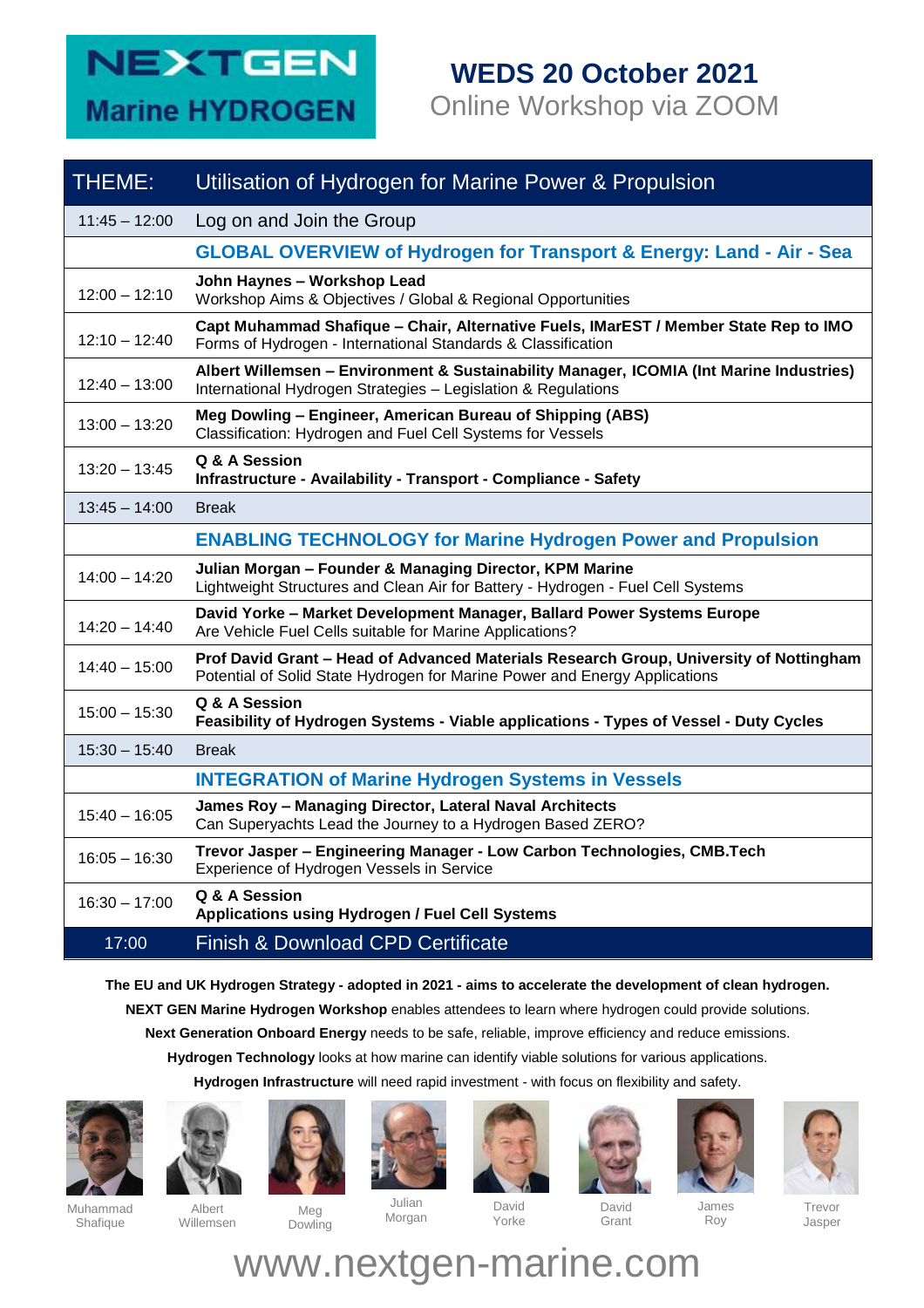# NEXTGEN Marine HYDROGEN

## WEDS 20 October 2021

Online Workshop via ZOOM

| THEME: | Utilisation of Hydrogen for Marine Power & Propulsion |
|---|---|
| 11:45 – 12:00 | Log on and Join the Group |
| | **GLOBAL OVERVIEW of Hydrogen for Transport & Energy: Land - Air - Sea** |
| 12:00 – 12:10 | **John Haynes – Workshop Lead**<br>Workshop Aims & Objectives / Global & Regional Opportunities |
| 12:10 – 12:40 | **Capt Muhammad Shafique – Chair, Alternative Fuels, IMarEST / Member State Rep to IMO**<br>Forms of Hydrogen - International Standards & Classification |
| 12:40 – 13:00 | **Albert Willemsen – Environment & Sustainability Manager, ICOMIA (Int Marine Industries)**<br>International Hydrogen Strategies – Legislation & Regulations |
| 13:00 – 13:20 | **Meg Dowling – Engineer, American Bureau of Shipping (ABS)**<br>Classification: Hydrogen and Fuel Cell Systems for Vessels |
| 13:20 – 13:45 | **Q & A Session**<br>**Infrastructure - Availability - Transport - Compliance - Safety** |
| 13:45 – 14:00 | Break |
| | **ENABLING TECHNOLOGY for Marine Hydrogen Power and Propulsion** |
| 14:00 – 14:20 | **Julian Morgan – Founder & Managing Director, KPM Marine**<br>Lightweight Structures and Clean Air for Battery - Hydrogen - Fuel Cell Systems |
| 14:20 – 14:40 | **David Yorke – Market Development Manager, Ballard Power Systems Europe**<br>Are Vehicle Fuel Cells suitable for Marine Applications? |
| 14:40 – 15:00 | **Prof David Grant – Head of Advanced Materials Research Group, University of Nottingham**<br>Potential of Solid State Hydrogen for Marine Power and Energy Applications |
| 15:00 – 15:30 | **Q & A Session**<br>**Feasibility of Hydrogen Systems - Viable applications - Types of Vessel - Duty Cycles** |
| 15:30 – 15:40 | Break |
| | **INTEGRATION of Marine Hydrogen Systems in Vessels** |
| 15:40 – 16:05 | **James Roy – Managing Director, Lateral Naval Architects**<br>Can Superyachts Lead the Journey to a Hydrogen Based ZERO? |
| 16:05 – 16:30 | **Trevor Jasper – Engineering Manager - Low Carbon Technologies, CMB.Tech**<br>Experience of Hydrogen Vessels in Service |
| 16:30 – 17:00 | **Q & A Session**<br>**Applications using Hydrogen / Fuel Cell Systems** |
| 17:00 | Finish & Download CPD Certificate |

**The EU and UK Hydrogen Strategy - adopted in 2021 - aims to accelerate the development of clean hydrogen.**

**NEXT GEN Marine Hydrogen Workshop** enables attendees to learn where hydrogen could provide solutions.

**Next Generation Onboard Energy** needs to be safe, reliable, improve efficiency and reduce emissions.

**Hydrogen Technology** looks at how marine can identify viable solutions for various applications.

**Hydrogen Infrastructure** will need rapid investment - with focus on flexibility and safety.

Muhammad Shafique | Albert Willemsen | Meg Dowling | Julian Morgan | David Yorke | David Grant | James Roy | Trevor Jasper

www.nextgen-marine.com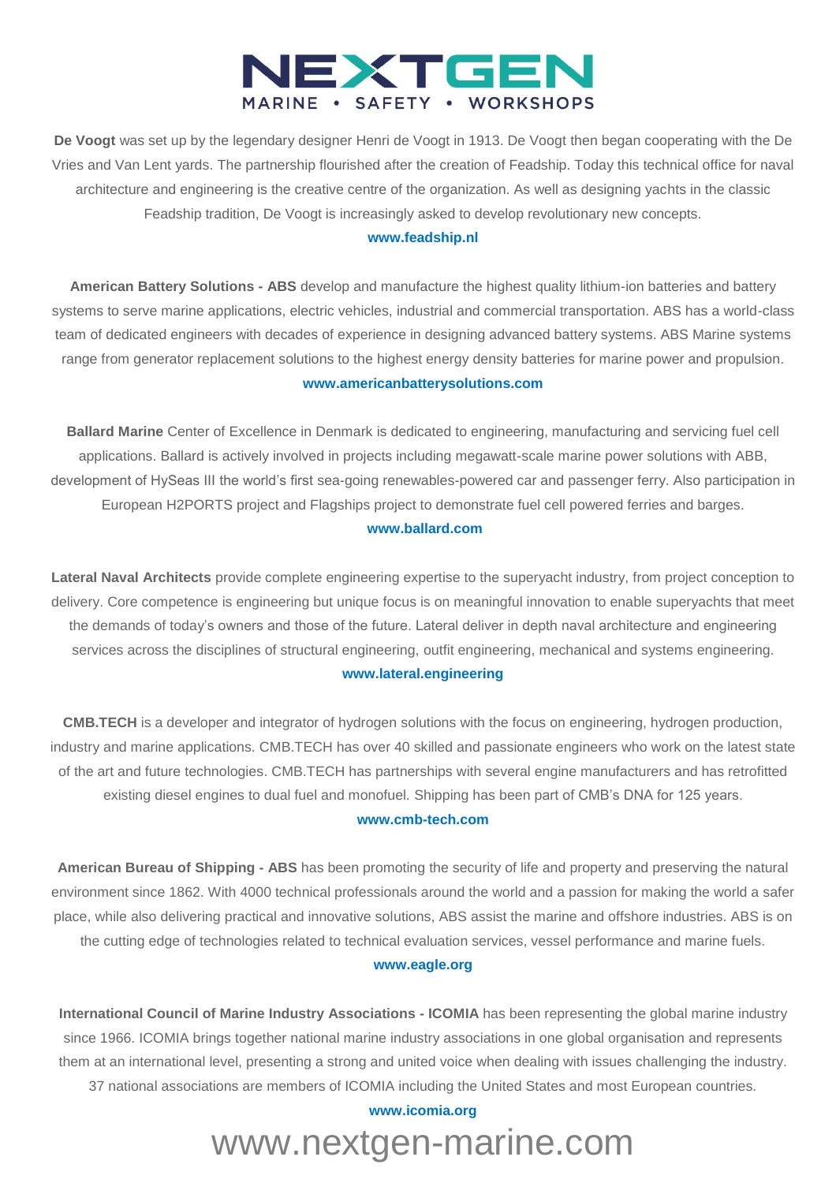# NEXTGEN

MARINE • SAFETY • WORKSHOPS

**De Voogt** was set up by the legendary designer Henri de Voogt in 1913. De Voogt then began cooperating with the De Vries and Van Lent yards. The partnership flourished after the creation of Feadship. Today this technical office for naval architecture and engineering is the creative centre of the organization. As well as designing yachts in the classic Feadship tradition, De Voogt is increasingly asked to develop revolutionary new concepts.

**www.feadship.nl**

**American Battery Solutions - ABS** develop and manufacture the highest quality lithium-ion batteries and battery systems to serve marine applications, electric vehicles, industrial and commercial transportation. ABS has a world-class team of dedicated engineers with decades of experience in designing advanced battery systems. ABS Marine systems range from generator replacement solutions to the highest energy density batteries for marine power and propulsion.

**www.americanbatterysolutions.com**

**Ballard Marine** Center of Excellence in Denmark is dedicated to engineering, manufacturing and servicing fuel cell applications. Ballard is actively involved in projects including megawatt-scale marine power solutions with ABB, development of HySeas III the world's first sea-going renewables-powered car and passenger ferry. Also participation in European H2PORTS project and Flagships project to demonstrate fuel cell powered ferries and barges.

**www.ballard.com**

**Lateral Naval Architects** provide complete engineering expertise to the superyacht industry, from project conception to delivery. Core competence is engineering but unique focus is on meaningful innovation to enable superyachts that meet the demands of today's owners and those of the future. Lateral deliver in depth naval architecture and engineering services across the disciplines of structural engineering, outfit engineering, mechanical and systems engineering.

**www.lateral.engineering**

**CMB.TECH** is a developer and integrator of hydrogen solutions with the focus on engineering, hydrogen production, industry and marine applications. CMB.TECH has over 40 skilled and passionate engineers who work on the latest state of the art and future technologies. CMB.TECH has partnerships with several engine manufacturers and has retrofitted existing diesel engines to dual fuel and monofuel. Shipping has been part of CMB's DNA for 125 years.

**www.cmb-tech.com**

**American Bureau of Shipping - ABS** has been promoting the security of life and property and preserving the natural environment since 1862. With 4000 technical professionals around the world and a passion for making the world a safer place, while also delivering practical and innovative solutions, ABS assist the marine and offshore industries. ABS is on the cutting edge of technologies related to technical evaluation services, vessel performance and marine fuels.

**www.eagle.org**

**International Council of Marine Industry Associations - ICOMIA** has been representing the global marine industry since 1966. ICOMIA brings together national marine industry associations in one global organisation and represents them at an international level, presenting a strong and united voice when dealing with issues challenging the industry. 37 national associations are members of ICOMIA including the United States and most European countries.

**www.icomia.org**

www.nextgen-marine.com